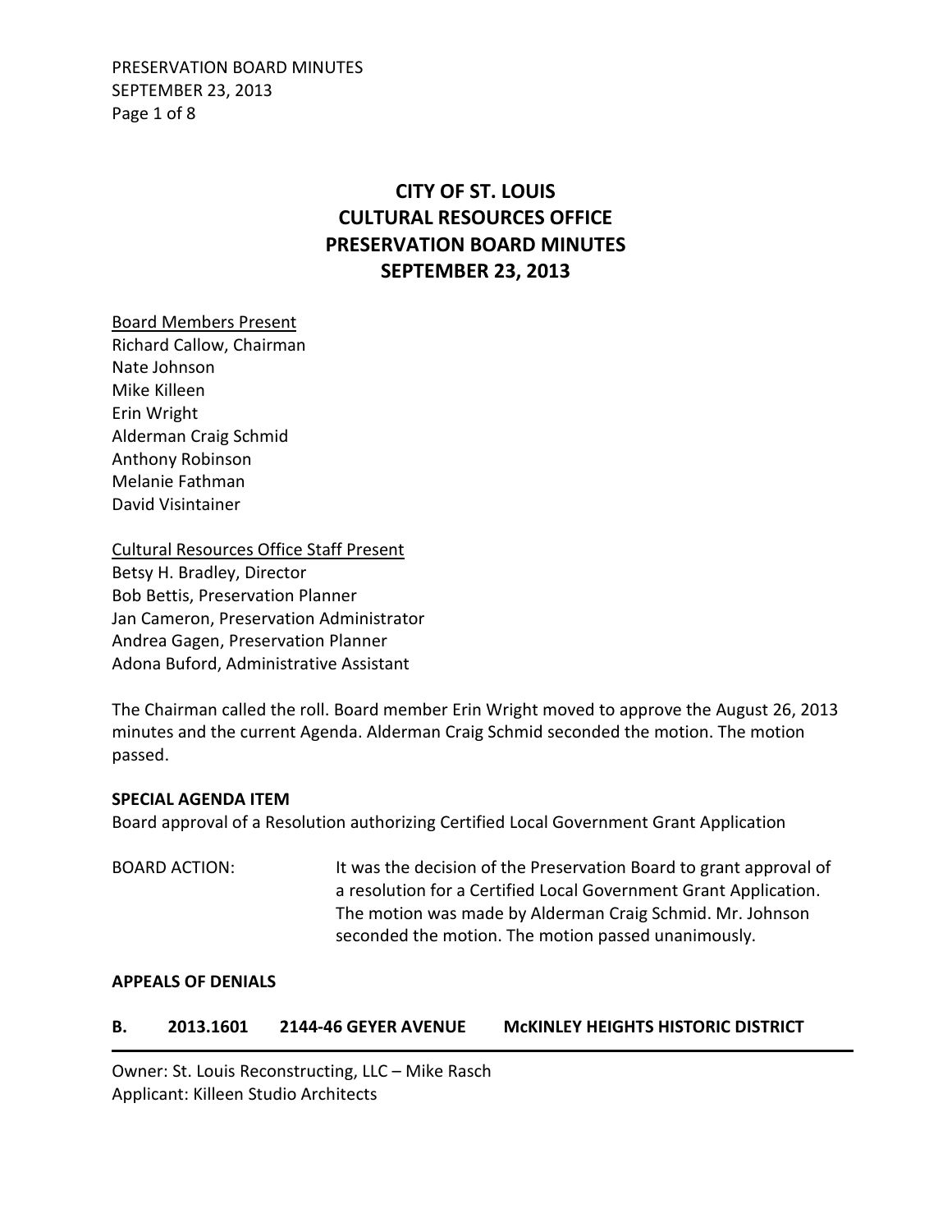# CITY OF ST. LOUIS
# CULTURAL RESOURCES OFFICE
# PRESERVATION BOARD MINUTES
# SEPTEMBER 23, 2013

<u>Board Members Present</u>
Richard Callow, Chairman
Nate Johnson
Mike Killeen
Erin Wright
Alderman Craig Schmid
Anthony Robinson
Melanie Fathman
David Visintainer

<u>Cultural Resources Office Staff Present</u>
Betsy H. Bradley, Director
Bob Bettis, Preservation Planner
Jan Cameron, Preservation Administrator
Andrea Gagen, Preservation Planner
Adona Buford, Administrative Assistant

The Chairman called the roll. Board member Erin Wright moved to approve the August 26, 2013 minutes and the current Agenda. Alderman Craig Schmid seconded the motion. The motion passed.

**SPECIAL AGENDA ITEM**

Board approval of a Resolution authorizing Certified Local Government Grant Application

BOARD ACTION: It was the decision of the Preservation Board to grant approval of a resolution for a Certified Local Government Grant Application. The motion was made by Alderman Craig Schmid. Mr. Johnson seconded the motion. The motion passed unanimously.

**APPEALS OF DENIALS**

**B. 2013.1601 2144-46 GEYER AVENUE McKINLEY HEIGHTS HISTORIC DISTRICT**

---

Owner: St. Louis Reconstructing, LLC – Mike Rasch
Applicant: Killeen Studio Architects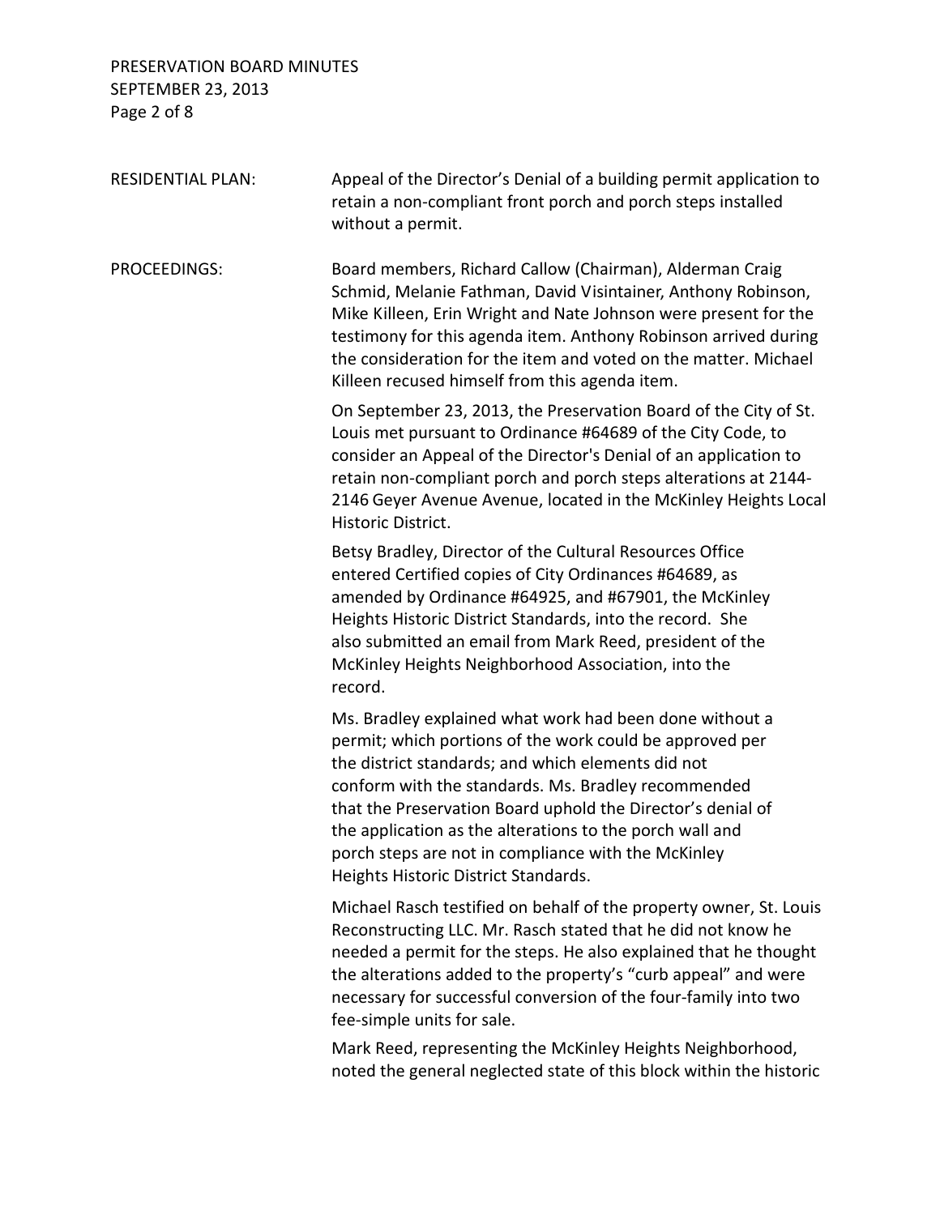RESIDENTIAL PLAN: Appeal of the Director's Denial of a building permit application to retain a non-compliant front porch and porch steps installed without a permit.

PROCEEDINGS: Board members, Richard Callow (Chairman), Alderman Craig Schmid, Melanie Fathman, David Visintainer, Anthony Robinson, Mike Killeen, Erin Wright and Nate Johnson were present for the testimony for this agenda item. Anthony Robinson arrived during the consideration for the item and voted on the matter. Michael Killeen recused himself from this agenda item.

On September 23, 2013, the Preservation Board of the City of St. Louis met pursuant to Ordinance #64689 of the City Code, to consider an Appeal of the Director's Denial of an application to retain non-compliant porch and porch steps alterations at 2144-2146 Geyer Avenue Avenue, located in the McKinley Heights Local Historic District.

Betsy Bradley, Director of the Cultural Resources Office entered Certified copies of City Ordinances #64689, as amended by Ordinance #64925, and #67901, the McKinley Heights Historic District Standards, into the record. She also submitted an email from Mark Reed, president of the McKinley Heights Neighborhood Association, into the record.

Ms. Bradley explained what work had been done without a permit; which portions of the work could be approved per the district standards; and which elements did not conform with the standards. Ms. Bradley recommended that the Preservation Board uphold the Director's denial of the application as the alterations to the porch wall and porch steps are not in compliance with the McKinley Heights Historic District Standards.

Michael Rasch testified on behalf of the property owner, St. Louis Reconstructing LLC. Mr. Rasch stated that he did not know he needed a permit for the steps. He also explained that he thought the alterations added to the property's "curb appeal" and were necessary for successful conversion of the four-family into two fee-simple units for sale.

Mark Reed, representing the McKinley Heights Neighborhood, noted the general neglected state of this block within the historic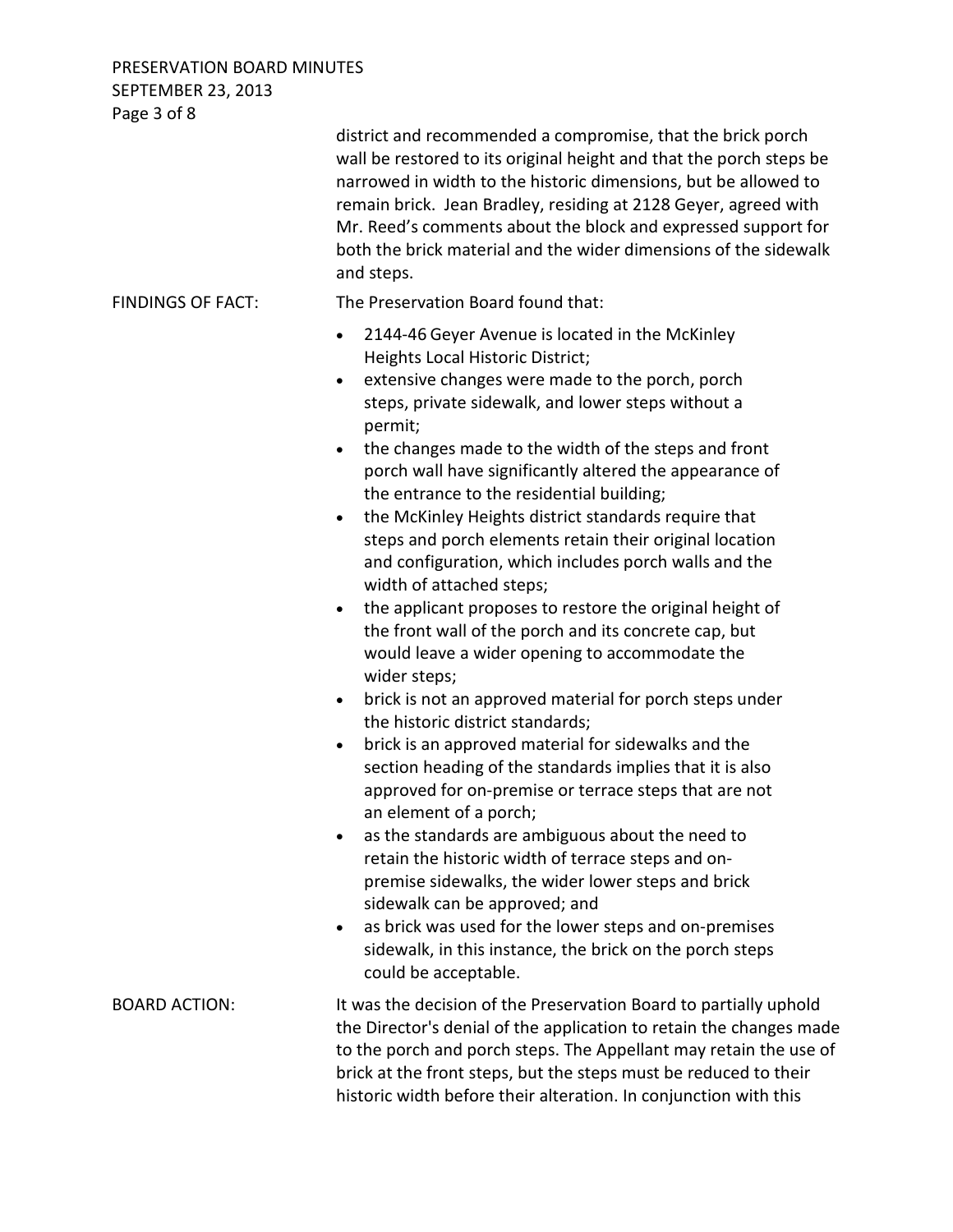district and recommended a compromise, that the brick porch wall be restored to its original height and that the porch steps be narrowed in width to the historic dimensions, but be allowed to remain brick. Jean Bradley, residing at 2128 Geyer, agreed with Mr. Reed's comments about the block and expressed support for both the brick material and the wider dimensions of the sidewalk and steps.

FINDINGS OF FACT: The Preservation Board found that:

- 2144-46 Geyer Avenue is located in the McKinley Heights Local Historic District;
- extensive changes were made to the porch, porch steps, private sidewalk, and lower steps without a permit;
- the changes made to the width of the steps and front porch wall have significantly altered the appearance of the entrance to the residential building;
- the McKinley Heights district standards require that steps and porch elements retain their original location and configuration, which includes porch walls and the width of attached steps;
- the applicant proposes to restore the original height of the front wall of the porch and its concrete cap, but would leave a wider opening to accommodate the wider steps;
- brick is not an approved material for porch steps under the historic district standards;
- brick is an approved material for sidewalks and the section heading of the standards implies that it is also approved for on-premise or terrace steps that are not an element of a porch;
- as the standards are ambiguous about the need to retain the historic width of terrace steps and on-premise sidewalks, the wider lower steps and brick sidewalk can be approved; and
- as brick was used for the lower steps and on-premises sidewalk, in this instance, the brick on the porch steps could be acceptable.

BOARD ACTION: It was the decision of the Preservation Board to partially uphold the Director's denial of the application to retain the changes made to the porch and porch steps. The Appellant may retain the use of brick at the front steps, but the steps must be reduced to their historic width before their alteration. In conjunction with this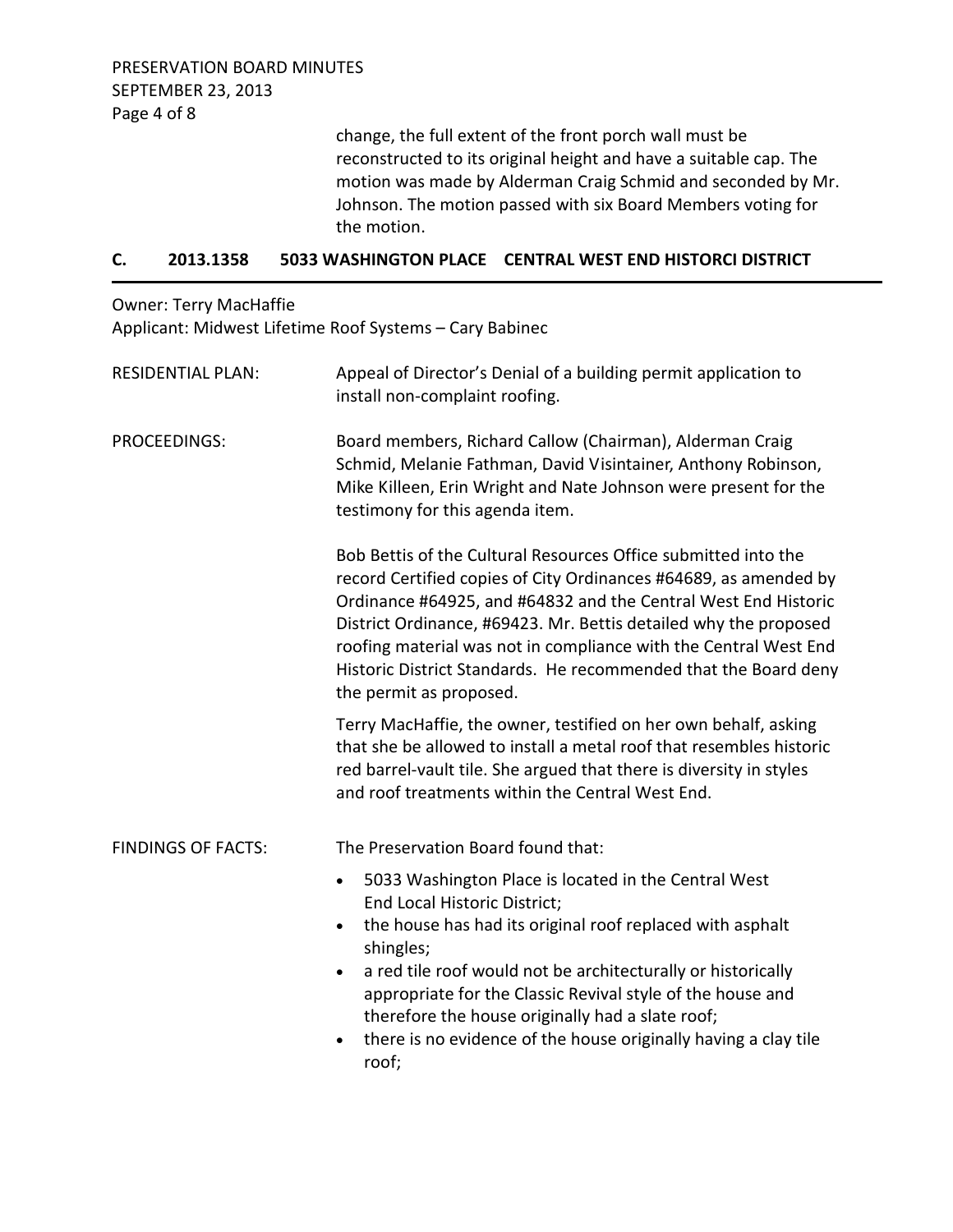change, the full extent of the front porch wall must be reconstructed to its original height and have a suitable cap. The motion was made by Alderman Craig Schmid and seconded by Mr. Johnson. The motion passed with six Board Members voting for the motion.

## C. 2013.1358 5033 WASHINGTON PLACE CENTRAL WEST END HISTORCI DISTRICT

Owner: Terry MacHaffie
Applicant: Midwest Lifetime Roof Systems – Cary Babinec

RESIDENTIAL PLAN: Appeal of Director's Denial of a building permit application to install non-complaint roofing.

PROCEEDINGS: Board members, Richard Callow (Chairman), Alderman Craig Schmid, Melanie Fathman, David Visintainer, Anthony Robinson, Mike Killeen, Erin Wright and Nate Johnson were present for the testimony for this agenda item.

Bob Bettis of the Cultural Resources Office submitted into the record Certified copies of City Ordinances #64689, as amended by Ordinance #64925, and #64832 and the Central West End Historic District Ordinance, #69423. Mr. Bettis detailed why the proposed roofing material was not in compliance with the Central West End Historic District Standards. He recommended that the Board deny the permit as proposed.

Terry MacHaffie, the owner, testified on her own behalf, asking that she be allowed to install a metal roof that resembles historic red barrel-vault tile. She argued that there is diversity in styles and roof treatments within the Central West End.

FINDINGS OF FACTS: The Preservation Board found that:

- 5033 Washington Place is located in the Central West End Local Historic District;
- the house has had its original roof replaced with asphalt shingles;
- a red tile roof would not be architecturally or historically appropriate for the Classic Revival style of the house and therefore the house originally had a slate roof;
- there is no evidence of the house originally having a clay tile roof;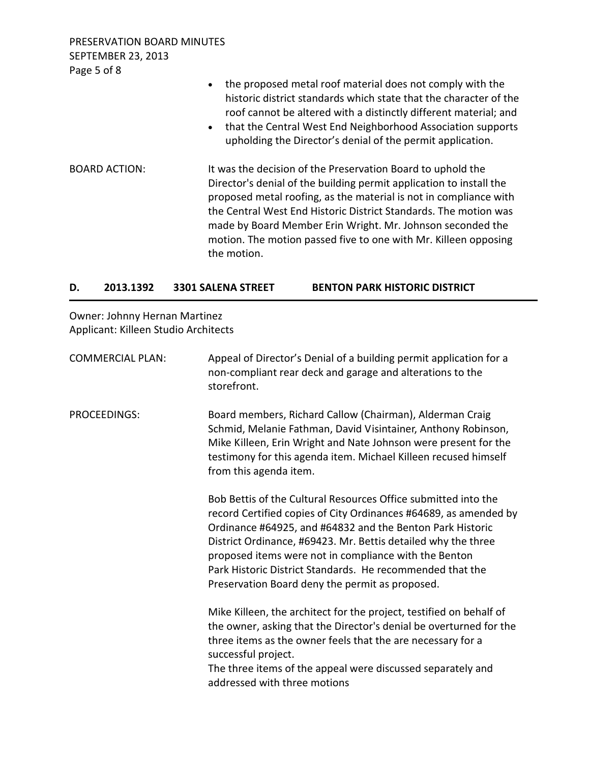- the proposed metal roof material does not comply with the historic district standards which state that the character of the roof cannot be altered with a distinctly different material; and
- that the Central West End Neighborhood Association supports upholding the Director's denial of the permit application.

BOARD ACTION: It was the decision of the Preservation Board to uphold the Director's denial of the building permit application to install the proposed metal roofing, as the material is not in compliance with the Central West End Historic District Standards. The motion was made by Board Member Erin Wright. Mr. Johnson seconded the motion. The motion passed five to one with Mr. Killeen opposing the motion.

## D. 2013.1392 3301 SALENA STREET BENTON PARK HISTORIC DISTRICT

Owner: Johnny Hernan Martinez
Applicant: Killeen Studio Architects

COMMERCIAL PLAN: Appeal of Director's Denial of a building permit application for a non-compliant rear deck and garage and alterations to the storefront.

PROCEEDINGS: Board members, Richard Callow (Chairman), Alderman Craig Schmid, Melanie Fathman, David Visintainer, Anthony Robinson, Mike Killeen, Erin Wright and Nate Johnson were present for the testimony for this agenda item. Michael Killeen recused himself from this agenda item.

Bob Bettis of the Cultural Resources Office submitted into the record Certified copies of City Ordinances #64689, as amended by Ordinance #64925, and #64832 and the Benton Park Historic District Ordinance, #69423. Mr. Bettis detailed why the three proposed items were not in compliance with the Benton Park Historic District Standards. He recommended that the Preservation Board deny the permit as proposed.

Mike Killeen, the architect for the project, testified on behalf of the owner, asking that the Director's denial be overturned for the three items as the owner feels that the are necessary for a successful project.
The three items of the appeal were discussed separately and addressed with three motions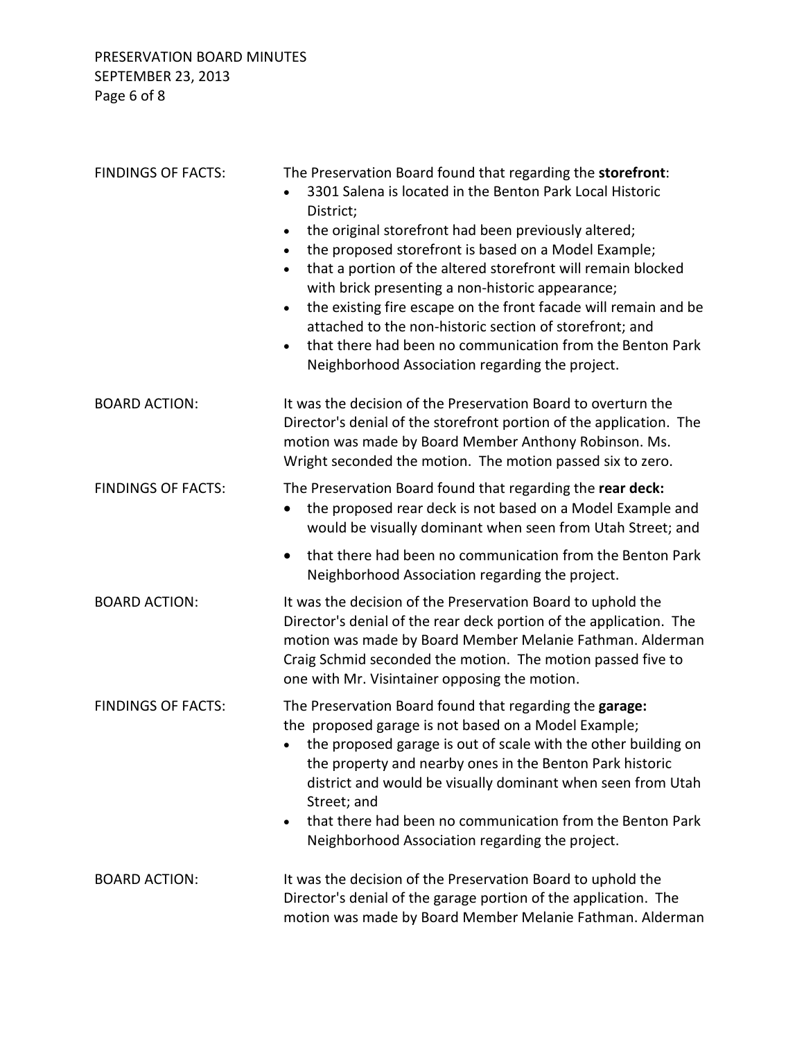FINDINGS OF FACTS: The Preservation Board found that regarding the **storefront**:

- 3301 Salena is located in the Benton Park Local Historic District;
- the original storefront had been previously altered;
- the proposed storefront is based on a Model Example;
- that a portion of the altered storefront will remain blocked with brick presenting a non-historic appearance;
- the existing fire escape on the front facade will remain and be attached to the non-historic section of storefront; and
- that there had been no communication from the Benton Park Neighborhood Association regarding the project.

BOARD ACTION: It was the decision of the Preservation Board to overturn the Director's denial of the storefront portion of the application. The motion was made by Board Member Anthony Robinson. Ms. Wright seconded the motion. The motion passed six to zero.

FINDINGS OF FACTS: The Preservation Board found that regarding the **rear deck:**

- the proposed rear deck is not based on a Model Example and would be visually dominant when seen from Utah Street; and
- that there had been no communication from the Benton Park Neighborhood Association regarding the project.

BOARD ACTION: It was the decision of the Preservation Board to uphold the Director's denial of the rear deck portion of the application. The motion was made by Board Member Melanie Fathman. Alderman Craig Schmid seconded the motion. The motion passed five to one with Mr. Visintainer opposing the motion.

FINDINGS OF FACTS: The Preservation Board found that regarding the **garage:**
the proposed garage is not based on a Model Example;

- the proposed garage is out of scale with the other building on the property and nearby ones in the Benton Park historic district and would be visually dominant when seen from Utah Street; and
- that there had been no communication from the Benton Park Neighborhood Association regarding the project.

BOARD ACTION: It was the decision of the Preservation Board to uphold the Director's denial of the garage portion of the application. The motion was made by Board Member Melanie Fathman. Alderman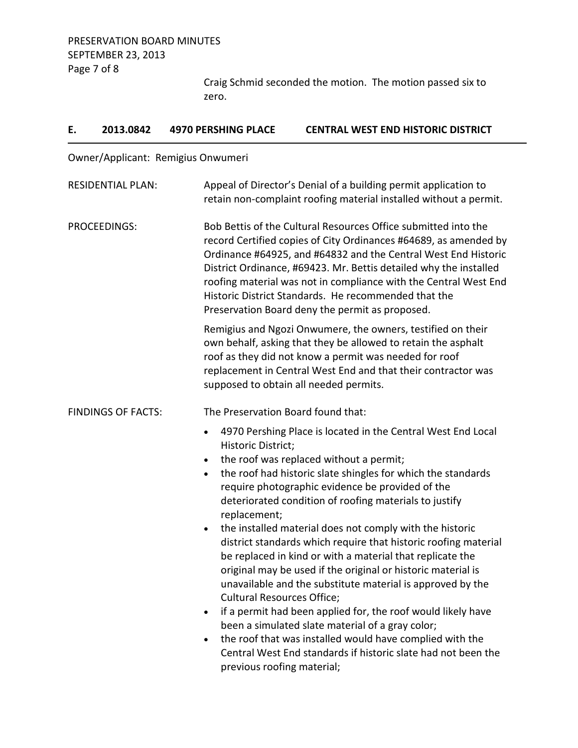Craig Schmid seconded the motion. The motion passed six to zero.

## E. 2013.0842 4970 PERSHING PLACE CENTRAL WEST END HISTORIC DISTRICT

Owner/Applicant: Remigius Onwumeri

RESIDENTIAL PLAN: Appeal of Director's Denial of a building permit application to retain non-complaint roofing material installed without a permit.

PROCEEDINGS: Bob Bettis of the Cultural Resources Office submitted into the record Certified copies of City Ordinances #64689, as amended by Ordinance #64925, and #64832 and the Central West End Historic District Ordinance, #69423. Mr. Bettis detailed why the installed roofing material was not in compliance with the Central West End Historic District Standards. He recommended that the Preservation Board deny the permit as proposed.

Remigius and Ngozi Onwumere, the owners, testified on their own behalf, asking that they be allowed to retain the asphalt roof as they did not know a permit was needed for roof replacement in Central West End and that their contractor was supposed to obtain all needed permits.

FINDINGS OF FACTS: The Preservation Board found that:

- 4970 Pershing Place is located in the Central West End Local Historic District;
- the roof was replaced without a permit;
- the roof had historic slate shingles for which the standards require photographic evidence be provided of the deteriorated condition of roofing materials to justify replacement;
- the installed material does not comply with the historic district standards which require that historic roofing material be replaced in kind or with a material that replicate the original may be used if the original or historic material is unavailable and the substitute material is approved by the Cultural Resources Office;
- if a permit had been applied for, the roof would likely have been a simulated slate material of a gray color;
- the roof that was installed would have complied with the Central West End standards if historic slate had not been the previous roofing material;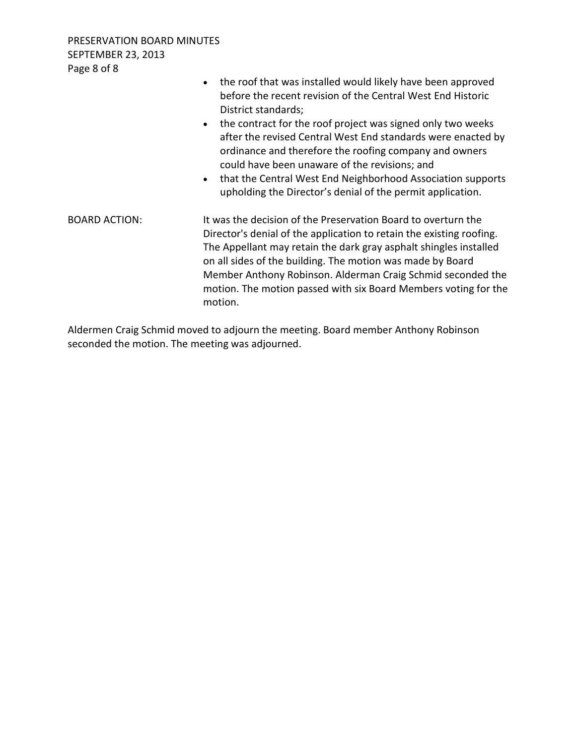- the roof that was installed would likely have been approved before the recent revision of the Central West End Historic District standards;
- the contract for the roof project was signed only two weeks after the revised Central West End standards were enacted by ordinance and therefore the roofing company and owners could have been unaware of the revisions; and
- that the Central West End Neighborhood Association supports upholding the Director's denial of the permit application.

BOARD ACTION: It was the decision of the Preservation Board to overturn the Director's denial of the application to retain the existing roofing. The Appellant may retain the dark gray asphalt shingles installed on all sides of the building. The motion was made by Board Member Anthony Robinson. Alderman Craig Schmid seconded the motion. The motion passed with six Board Members voting for the motion.

Aldermen Craig Schmid moved to adjourn the meeting. Board member Anthony Robinson seconded the motion. The meeting was adjourned.